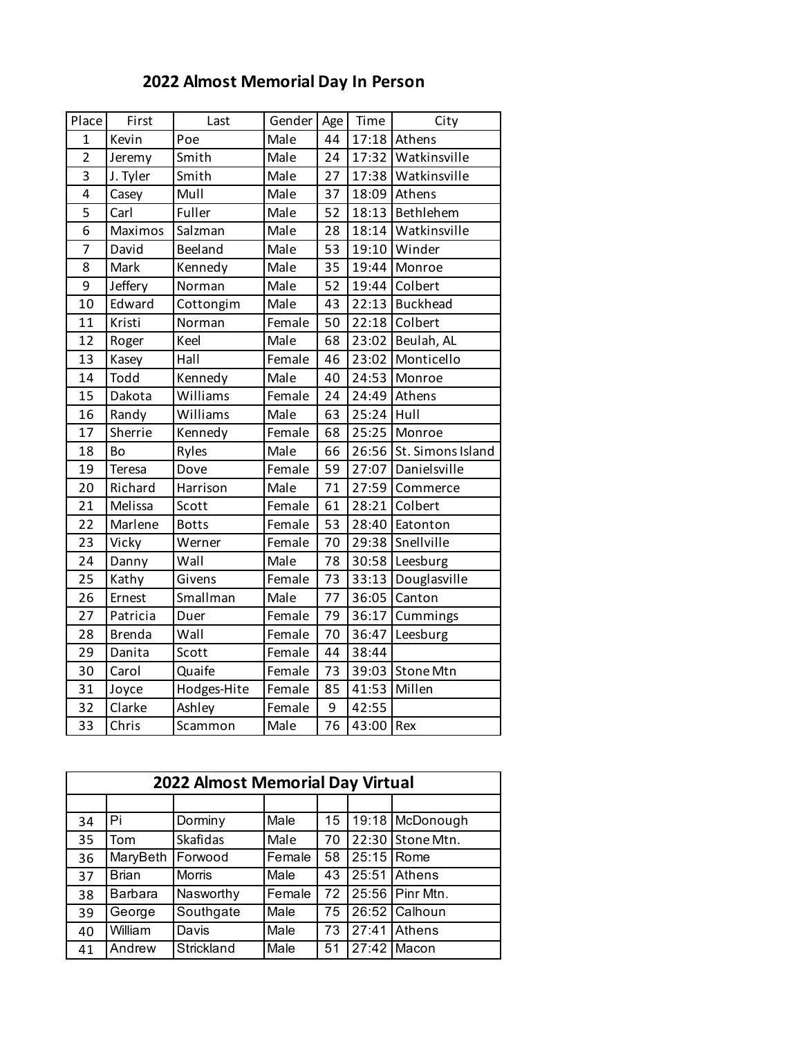## 2022 Almost Memorial Day In Person

| Place | First | Last | Gender | Age | Time | City |
|---|---|---|---|---|---|---|
| 1 | Kevin | Poe | Male | 44 | 17:18 | Athens |
| 2 | Jeremy | Smith | Male | 24 | 17:32 | Watkinsville |
| 3 | J. Tyler | Smith | Male | 27 | 17:38 | Watkinsville |
| 4 | Casey | Mull | Male | 37 | 18:09 | Athens |
| 5 | Carl | Fuller | Male | 52 | 18:13 | Bethlehem |
| 6 | Maximos | Salzman | Male | 28 | 18:14 | Watkinsville |
| 7 | David | Beeland | Male | 53 | 19:10 | Winder |
| 8 | Mark | Kennedy | Male | 35 | 19:44 | Monroe |
| 9 | Jeffery | Norman | Male | 52 | 19:44 | Colbert |
| 10 | Edward | Cottongim | Male | 43 | 22:13 | Buckhead |
| 11 | Kristi | Norman | Female | 50 | 22:18 | Colbert |
| 12 | Roger | Keel | Male | 68 | 23:02 | Beulah, AL |
| 13 | Kasey | Hall | Female | 46 | 23:02 | Monticello |
| 14 | Todd | Kennedy | Male | 40 | 24:53 | Monroe |
| 15 | Dakota | Williams | Female | 24 | 24:49 | Athens |
| 16 | Randy | Williams | Male | 63 | 25:24 | Hull |
| 17 | Sherrie | Kennedy | Female | 68 | 25:25 | Monroe |
| 18 | Bo | Ryles | Male | 66 | 26:56 | St. Simons Island |
| 19 | Teresa | Dove | Female | 59 | 27:07 | Danielsville |
| 20 | Richard | Harrison | Male | 71 | 27:59 | Commerce |
| 21 | Melissa | Scott | Female | 61 | 28:21 | Colbert |
| 22 | Marlene | Botts | Female | 53 | 28:40 | Eatonton |
| 23 | Vicky | Werner | Female | 70 | 29:38 | Snellville |
| 24 | Danny | Wall | Male | 78 | 30:58 | Leesburg |
| 25 | Kathy | Givens | Female | 73 | 33:13 | Douglasville |
| 26 | Ernest | Smallman | Male | 77 | 36:05 | Canton |
| 27 | Patricia | Duer | Female | 79 | 36:17 | Cummings |
| 28 | Brenda | Wall | Female | 70 | 36:47 | Leesburg |
| 29 | Danita | Scott | Female | 44 | 38:44 | |
| 30 | Carol | Quaife | Female | 73 | 39:03 | Stone Mtn |
| 31 | Joyce | Hodges-Hite | Female | 85 | 41:53 | Millen |
| 32 | Clarke | Ashley | Female | 9 | 42:55 | |
| 33 | Chris | Scammon | Male | 76 | 43:00 | Rex |

## 2022 Almost Memorial Day Virtual

| | | | | | | |
|---|---|---|---|---|---|---|
| 34 | Pi | Dorminy | Male | 15 | 19:18 | McDonough |
| 35 | Tom | Skafidas | Male | 70 | 22:30 | Stone Mtn. |
| 36 | MaryBeth | Forwood | Female | 58 | 25:15 | Rome |
| 37 | Brian | Morris | Male | 43 | 25:51 | Athens |
| 38 | Barbara | Nasworthy | Female | 72 | 25:56 | Pinr Mtn. |
| 39 | George | Southgate | Male | 75 | 26:52 | Calhoun |
| 40 | William | Davis | Male | 73 | 27:41 | Athens |
| 41 | Andrew | Strickland | Male | 51 | 27:42 | Macon |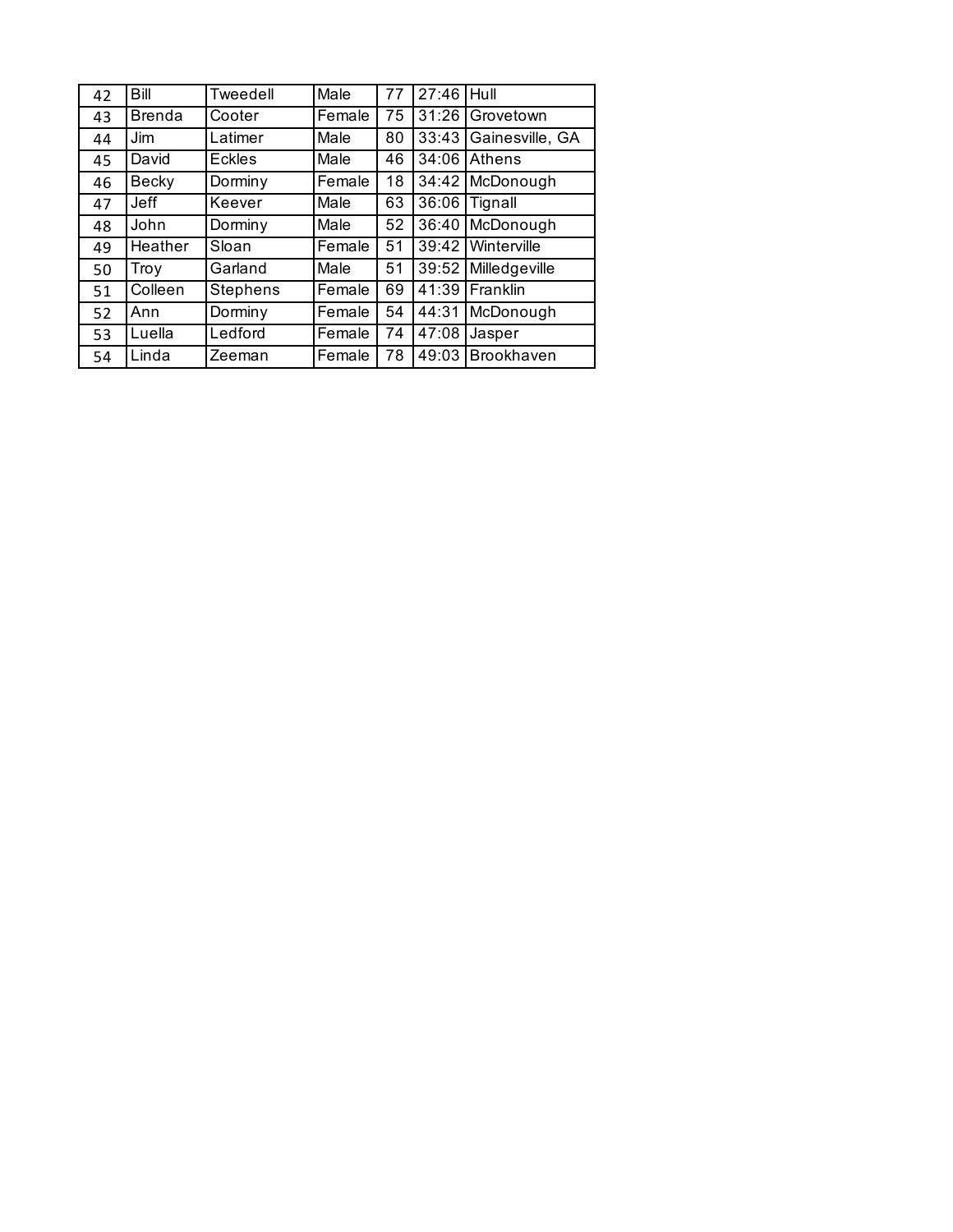| | | | | | | |
|---|---|---|---|---|---|---|
| 42 | Bill | Tweedell | Male | 77 | 27:46 | Hull |
| 43 | Brenda | Cooter | Female | 75 | 31:26 | Grovetown |
| 44 | Jim | Latimer | Male | 80 | 33:43 | Gainesville, GA |
| 45 | David | Eckles | Male | 46 | 34:06 | Athens |
| 46 | Becky | Dorminy | Female | 18 | 34:42 | McDonough |
| 47 | Jeff | Keever | Male | 63 | 36:06 | Tignall |
| 48 | John | Dorminy | Male | 52 | 36:40 | McDonough |
| 49 | Heather | Sloan | Female | 51 | 39:42 | Winterville |
| 50 | Troy | Garland | Male | 51 | 39:52 | Milledgeville |
| 51 | Colleen | Stephens | Female | 69 | 41:39 | Franklin |
| 52 | Ann | Dorminy | Female | 54 | 44:31 | McDonough |
| 53 | Luella | Ledford | Female | 74 | 47:08 | Jasper |
| 54 | Linda | Zeeman | Female | 78 | 49:03 | Brookhaven |